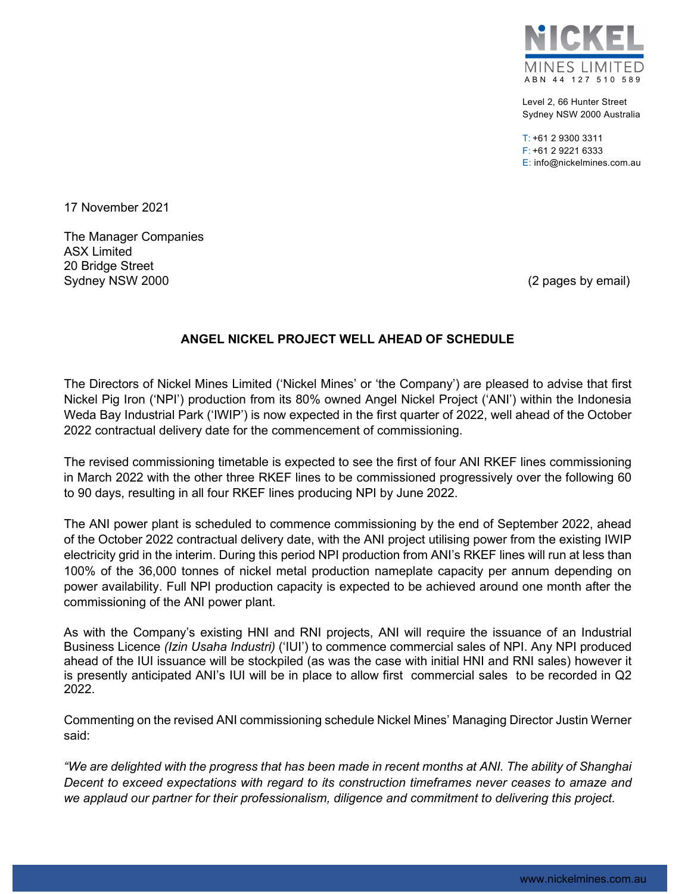**NICKEL**
MINES LIMITED
ABN 44 127 510 589

Level 2, 66 Hunter Street
Sydney NSW 2000 Australia

T: +61 2 9300 3311
F: +61 2 9221 6333
E: info@nickelmines.com.au

17 November 2021

The Manager Companies
ASX Limited
20 Bridge Street
Sydney NSW 2000

(2 pages by email)

**ANGEL NICKEL PROJECT WELL AHEAD OF SCHEDULE**

The Directors of Nickel Mines Limited ('Nickel Mines' or 'the Company') are pleased to advise that first Nickel Pig Iron ('NPI') production from its 80% owned Angel Nickel Project ('ANI') within the Indonesia Weda Bay Industrial Park ('IWIP') is now expected in the first quarter of 2022, well ahead of the October 2022 contractual delivery date for the commencement of commissioning.

The revised commissioning timetable is expected to see the first of four ANI RKEF lines commissioning in March 2022 with the other three RKEF lines to be commissioned progressively over the following 60 to 90 days, resulting in all four RKEF lines producing NPI by June 2022.

The ANI power plant is scheduled to commence commissioning by the end of September 2022, ahead of the October 2022 contractual delivery date, with the ANI project utilising power from the existing IWIP electricity grid in the interim. During this period NPI production from ANI's RKEF lines will run at less than 100% of the 36,000 tonnes of nickel metal production nameplate capacity per annum depending on power availability. Full NPI production capacity is expected to be achieved around one month after the commissioning of the ANI power plant.

As with the Company's existing HNI and RNI projects, ANI will require the issuance of an Industrial Business Licence *(Izin Usaha Industri)* ('IUI') to commence commercial sales of NPI. Any NPI produced ahead of the IUI issuance will be stockpiled (as was the case with initial HNI and RNI sales) however it is presently anticipated ANI's IUI will be in place to allow first commercial sales to be recorded in Q2 2022.

Commenting on the revised ANI commissioning schedule Nickel Mines' Managing Director Justin Werner said:

*"We are delighted with the progress that has been made in recent months at ANI. The ability of Shanghai Decent to exceed expectations with regard to its construction timeframes never ceases to amaze and we applaud our partner for their professionalism, diligence and commitment to delivering this project.*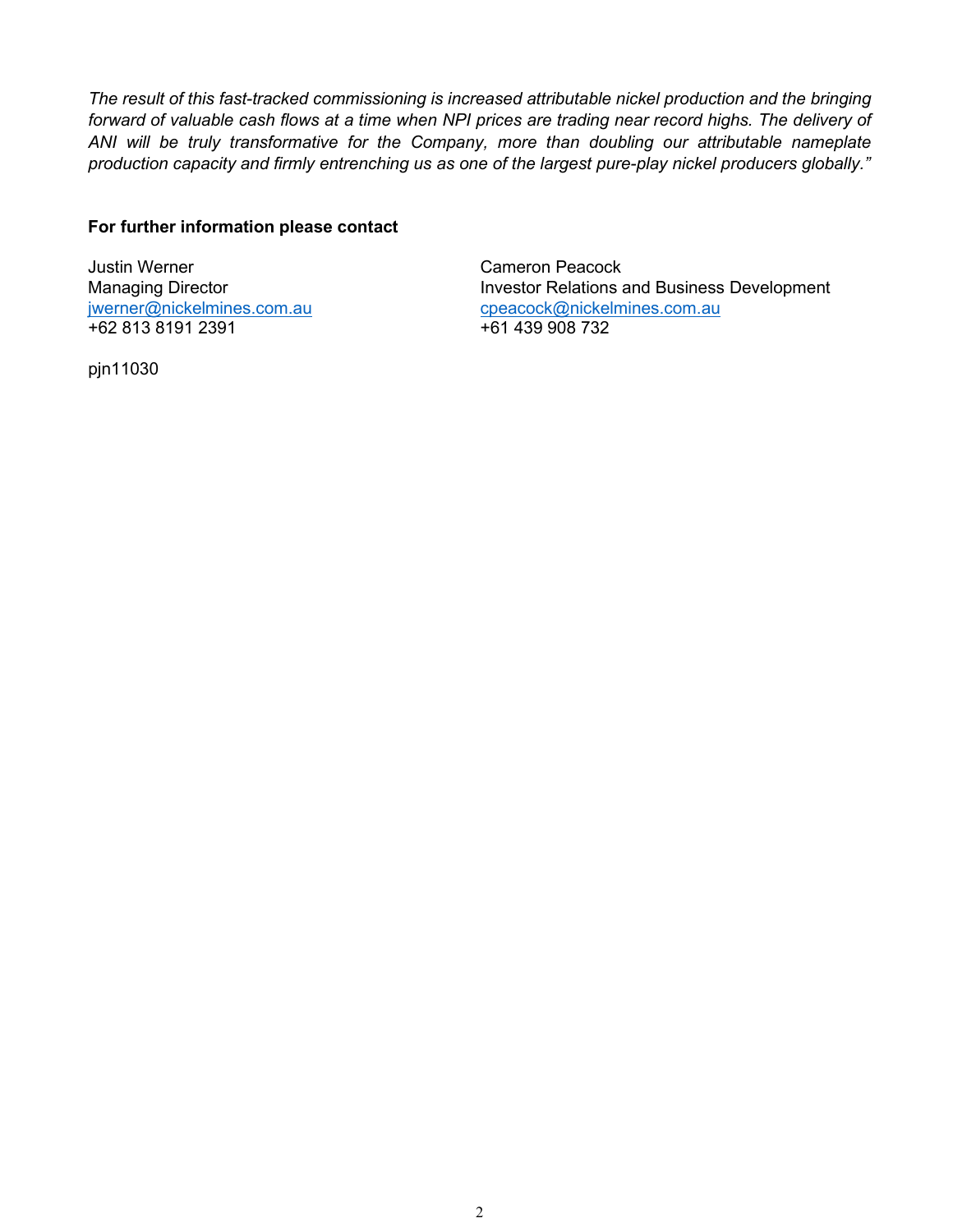*The result of this fast-tracked commissioning is increased attributable nickel production and the bringing forward of valuable cash flows at a time when NPI prices are trading near record highs. The delivery of ANI will be truly transformative for the Company, more than doubling our attributable nameplate production capacity and firmly entrenching us as one of the largest pure-play nickel producers globally."*

**For further information please contact**

Justin Werner
Managing Director
jwerner@nickelmines.com.au
+62 813 8191 2391

Cameron Peacock
Investor Relations and Business Development
cpeacock@nickelmines.com.au
+61 439 908 732

pjn11030